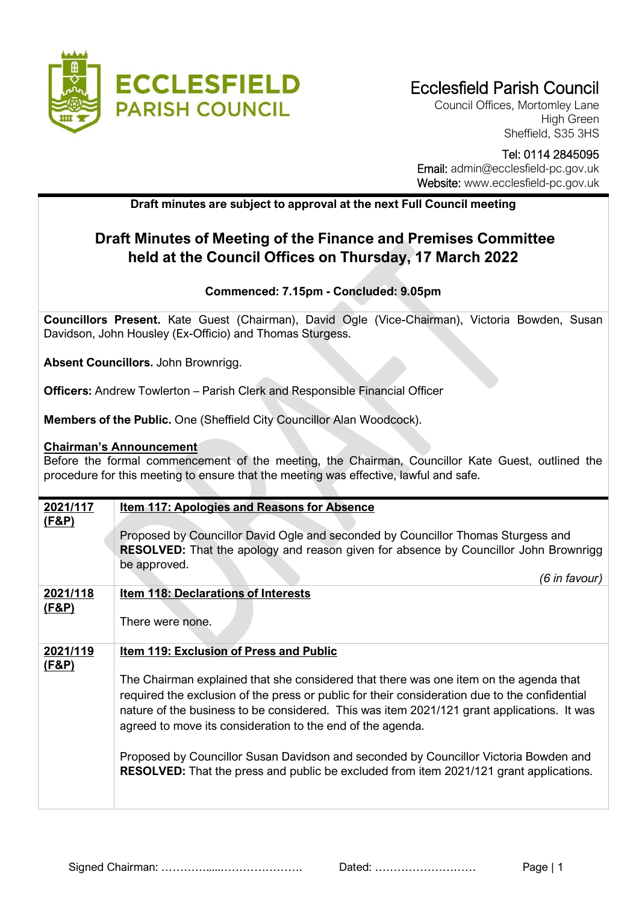# Ecclesfield Parish Council

Council Offices, Mortomley Lane
High Green
Sheffield, S35 3HS

Tel: 0114 2845095
Email: admin@ecclesfield-pc.gov.uk
Website: www.ecclesfield-pc.gov.uk

**Draft minutes are subject to approval at the next Full Council meeting**

## Draft Minutes of Meeting of the Finance and Premises Committee held at the Council Offices on Thursday, 17 March 2022

**Commenced: 7.15pm - Concluded: 9.05pm**

**Councillors Present.** Kate Guest (Chairman), David Ogle (Vice-Chairman), Victoria Bowden, Susan Davidson, John Housley (Ex-Officio) and Thomas Sturgess.

**Absent Councillors.** John Brownrigg.

**Officers:** Andrew Towlerton – Parish Clerk and Responsible Financial Officer

**Members of the Public.** One (Sheffield City Councillor Alan Woodcock).

**Chairman's Announcement**

Before the formal commencement of the meeting, the Chairman, Councillor Kate Guest, outlined the procedure for this meeting to ensure that the meeting was effective, lawful and safe.

| | |
|---|---|
| **2021/117 (F&P)** | **Item 117: Apologies and Reasons for Absence**<br><br>Proposed by Councillor David Ogle and seconded by Councillor Thomas Sturgess and **RESOLVED:** That the apology and reason given for absence by Councillor John Brownrigg be approved.<br>*(6 in favour)* |
| **2021/118 (F&P)** | **Item 118: Declarations of Interests**<br><br>There were none. |
| **2021/119 (F&P)** | **Item 119: Exclusion of Press and Public**<br><br>The Chairman explained that she considered that there was one item on the agenda that required the exclusion of the press or public for their consideration due to the confidential nature of the business to be considered. This was item 2021/121 grant applications. It was agreed to move its consideration to the end of the agenda.<br><br>Proposed by Councillor Susan Davidson and seconded by Councillor Victoria Bowden and **RESOLVED:** That the press and public be excluded from item 2021/121 grant applications. |

Signed Chairman: ……………....…………………. Dated: ………………………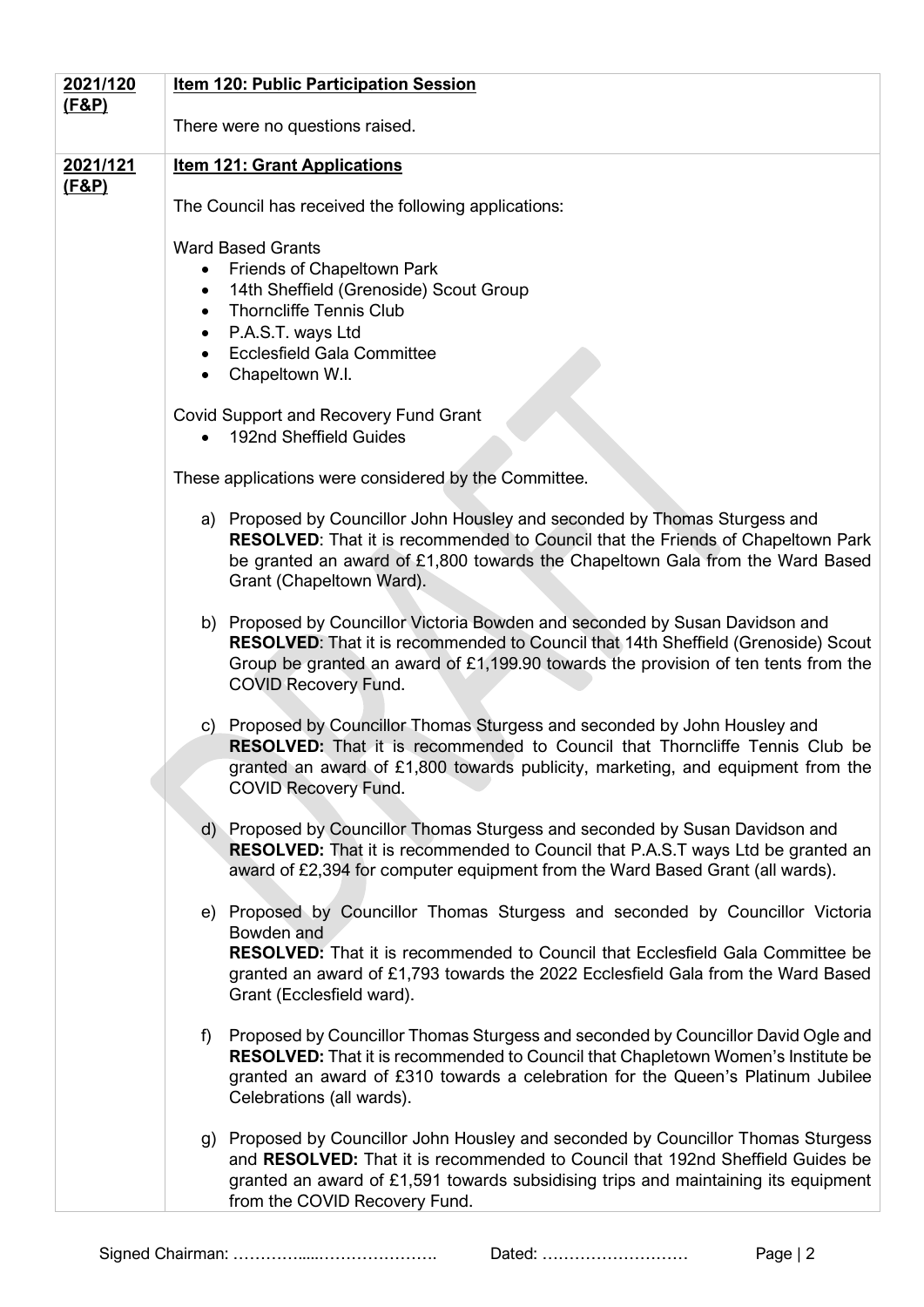| | |
|---|---|
| **2021/120 (F&P)** | **Item 120: Public Participation Session**<br><br>There were no questions raised. |
| **2021/121 (F&P)** | **Item 121: Grant Applications**<br><br>The Council has received the following applications:<br><br>Ward Based Grants<br>• Friends of Chapeltown Park<br>• 14th Sheffield (Grenoside) Scout Group<br>• Thorncliffe Tennis Club<br>• P.A.S.T. ways Ltd<br>• Ecclesfield Gala Committee<br>• Chapeltown W.I.<br><br>Covid Support and Recovery Fund Grant<br>• 192nd Sheffield Guides<br><br>These applications were considered by the Committee.<br><br>a) Proposed by Councillor John Housley and seconded by Thomas Sturgess and **RESOLVED**: That it is recommended to Council that the Friends of Chapeltown Park be granted an award of £1,800 towards the Chapeltown Gala from the Ward Based Grant (Chapeltown Ward).<br><br>b) Proposed by Councillor Victoria Bowden and seconded by Susan Davidson and **RESOLVED**: That it is recommended to Council that 14th Sheffield (Grenoside) Scout Group be granted an award of £1,199.90 towards the provision of ten tents from the COVID Recovery Fund.<br><br>c) Proposed by Councillor Thomas Sturgess and seconded by John Housley and **RESOLVED:** That it is recommended to Council that Thorncliffe Tennis Club be granted an award of £1,800 towards publicity, marketing, and equipment from the COVID Recovery Fund.<br><br>d) Proposed by Councillor Thomas Sturgess and seconded by Susan Davidson and **RESOLVED:** That it is recommended to Council that P.A.S.T ways Ltd be granted an award of £2,394 for computer equipment from the Ward Based Grant (all wards).<br><br>e) Proposed by Councillor Thomas Sturgess and seconded by Councillor Victoria Bowden and **RESOLVED:** That it is recommended to Council that Ecclesfield Gala Committee be granted an award of £1,793 towards the 2022 Ecclesfield Gala from the Ward Based Grant (Ecclesfield ward).<br><br>f) Proposed by Councillor Thomas Sturgess and seconded by Councillor David Ogle and **RESOLVED:** That it is recommended to Council that Chapletown Women's Institute be granted an award of £310 towards a celebration for the Queen's Platinum Jubilee Celebrations (all wards).<br><br>g) Proposed by Councillor John Housley and seconded by Councillor Thomas Sturgess and **RESOLVED:** That it is recommended to Council that 192nd Sheffield Guides be granted an award of £1,591 towards subsidising trips and maintaining its equipment from the COVID Recovery Fund. |

Signed Chairman: ……………....…………………. Dated: ………………………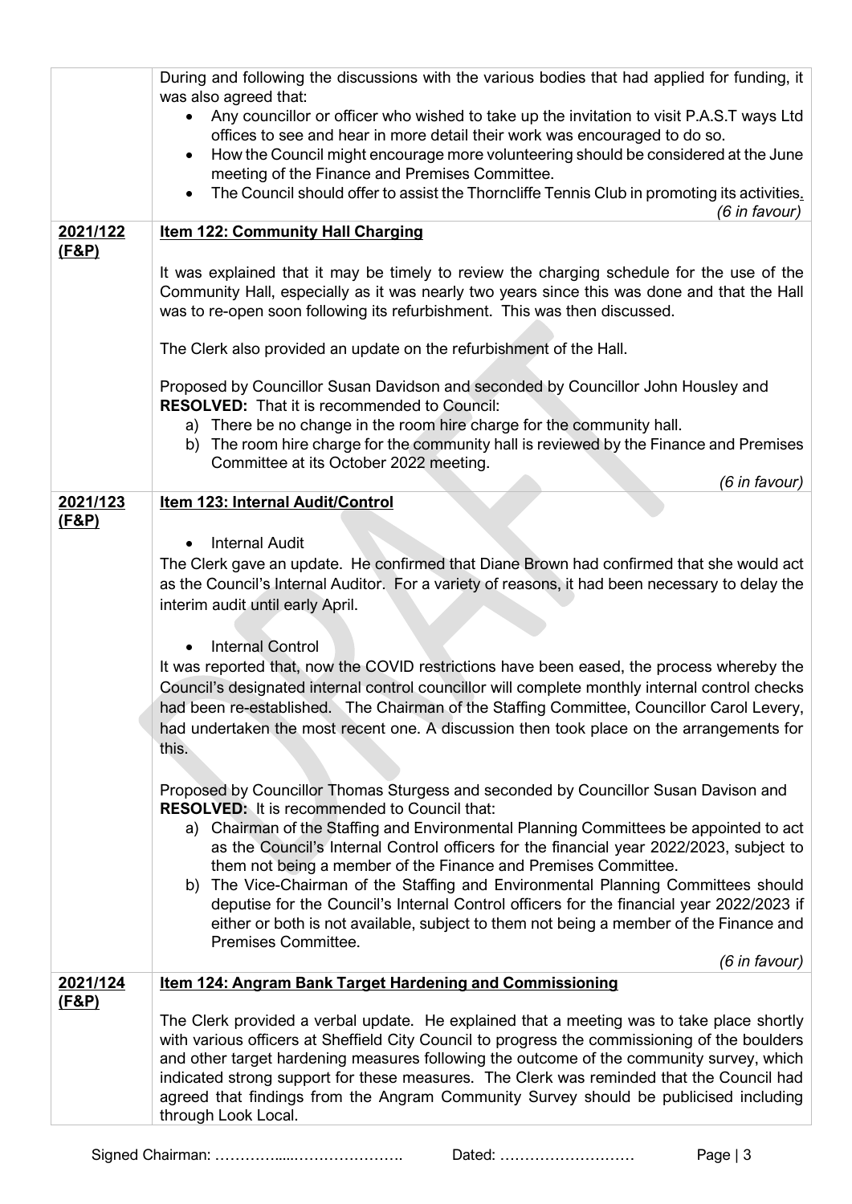| | |
|---|---|
| | During and following the discussions with the various bodies that had applied for funding, it was also agreed that:<br>• Any councillor or officer who wished to take up the invitation to visit P.A.S.T ways Ltd offices to see and hear in more detail their work was encouraged to do so.<br>• How the Council might encourage more volunteering should be considered at the June meeting of the Finance and Premises Committee.<br>• The Council should offer to assist the Thorncliffe Tennis Club in promoting its activities.<br>*(6 in favour)* |
| **2021/122 (F&P)** | **Item 122: Community Hall Charging**<br><br>It was explained that it may be timely to review the charging schedule for the use of the Community Hall, especially as it was nearly two years since this was done and that the Hall was to re-open soon following its refurbishment. This was then discussed.<br><br>The Clerk also provided an update on the refurbishment of the Hall.<br><br>Proposed by Councillor Susan Davidson and seconded by Councillor John Housley and **RESOLVED:** That it is recommended to Council:<br>a) There be no change in the room hire charge for the community hall.<br>b) The room hire charge for the community hall is reviewed by the Finance and Premises Committee at its October 2022 meeting.<br>*(6 in favour)* |
| **2021/123 (F&P)** | **Item 123: Internal Audit/Control**<br><br>• Internal Audit<br>The Clerk gave an update. He confirmed that Diane Brown had confirmed that she would act as the Council's Internal Auditor. For a variety of reasons, it had been necessary to delay the interim audit until early April.<br><br>• Internal Control<br>It was reported that, now the COVID restrictions have been eased, the process whereby the Council's designated internal control councillor will complete monthly internal control checks had been re-established. The Chairman of the Staffing Committee, Councillor Carol Levery, had undertaken the most recent one. A discussion then took place on the arrangements for this.<br><br>Proposed by Councillor Thomas Sturgess and seconded by Councillor Susan Davison and **RESOLVED:** It is recommended to Council that:<br>a) Chairman of the Staffing and Environmental Planning Committees be appointed to act as the Council's Internal Control officers for the financial year 2022/2023, subject to them not being a member of the Finance and Premises Committee.<br>b) The Vice-Chairman of the Staffing and Environmental Planning Committees should deputise for the Council's Internal Control officers for the financial year 2022/2023 if either or both is not available, subject to them not being a member of the Finance and Premises Committee.<br>*(6 in favour)* |
| **2021/124 (F&P)** | **Item 124: Angram Bank Target Hardening and Commissioning**<br><br>The Clerk provided a verbal update. He explained that a meeting was to take place shortly with various officers at Sheffield City Council to progress the commissioning of the boulders and other target hardening measures following the outcome of the community survey, which indicated strong support for these measures. The Clerk was reminded that the Council had agreed that findings from the Angram Community Survey should be publicised including through Look Local. |

Signed Chairman: ……………....…………………. Dated: ………………………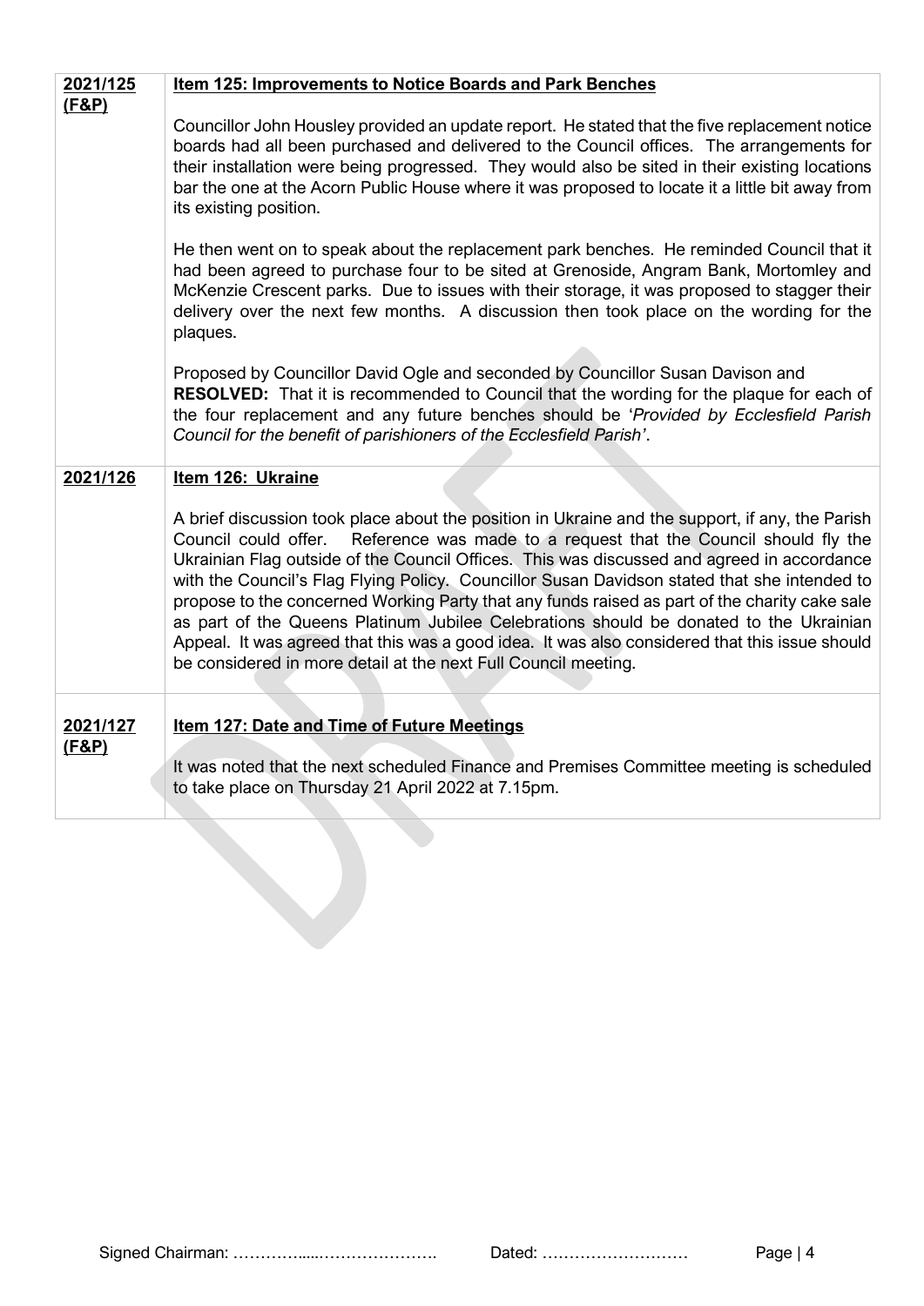| | |
|---|---|
| **2021/125 (F&P)** | **Item 125: Improvements to Notice Boards and Park Benches**<br><br>Councillor John Housley provided an update report. He stated that the five replacement notice boards had all been purchased and delivered to the Council offices. The arrangements for their installation were being progressed. They would also be sited in their existing locations bar the one at the Acorn Public House where it was proposed to locate it a little bit away from its existing position.<br><br>He then went on to speak about the replacement park benches. He reminded Council that it had been agreed to purchase four to be sited at Grenoside, Angram Bank, Mortomley and McKenzie Crescent parks. Due to issues with their storage, it was proposed to stagger their delivery over the next few months. A discussion then took place on the wording for the plaques.<br><br>Proposed by Councillor David Ogle and seconded by Councillor Susan Davison and **RESOLVED:** That it is recommended to Council that the wording for the plaque for each of the four replacement and any future benches should be '*Provided by Ecclesfield Parish Council for the benefit of parishioners of the Ecclesfield Parish'*. |
| **2021/126** | **Item 126: Ukraine**<br><br>A brief discussion took place about the position in Ukraine and the support, if any, the Parish Council could offer. Reference was made to a request that the Council should fly the Ukrainian Flag outside of the Council Offices. This was discussed and agreed in accordance with the Council's Flag Flying Policy. Councillor Susan Davidson stated that she intended to propose to the concerned Working Party that any funds raised as part of the charity cake sale as part of the Queens Platinum Jubilee Celebrations should be donated to the Ukrainian Appeal. It was agreed that this was a good idea. It was also considered that this issue should be considered in more detail at the next Full Council meeting. |
| **2021/127 (F&P)** | **Item 127: Date and Time of Future Meetings**<br><br>It was noted that the next scheduled Finance and Premises Committee meeting is scheduled to take place on Thursday 21 April 2022 at 7.15pm. |

Signed Chairman: ……………....…………………. Dated: ………………………